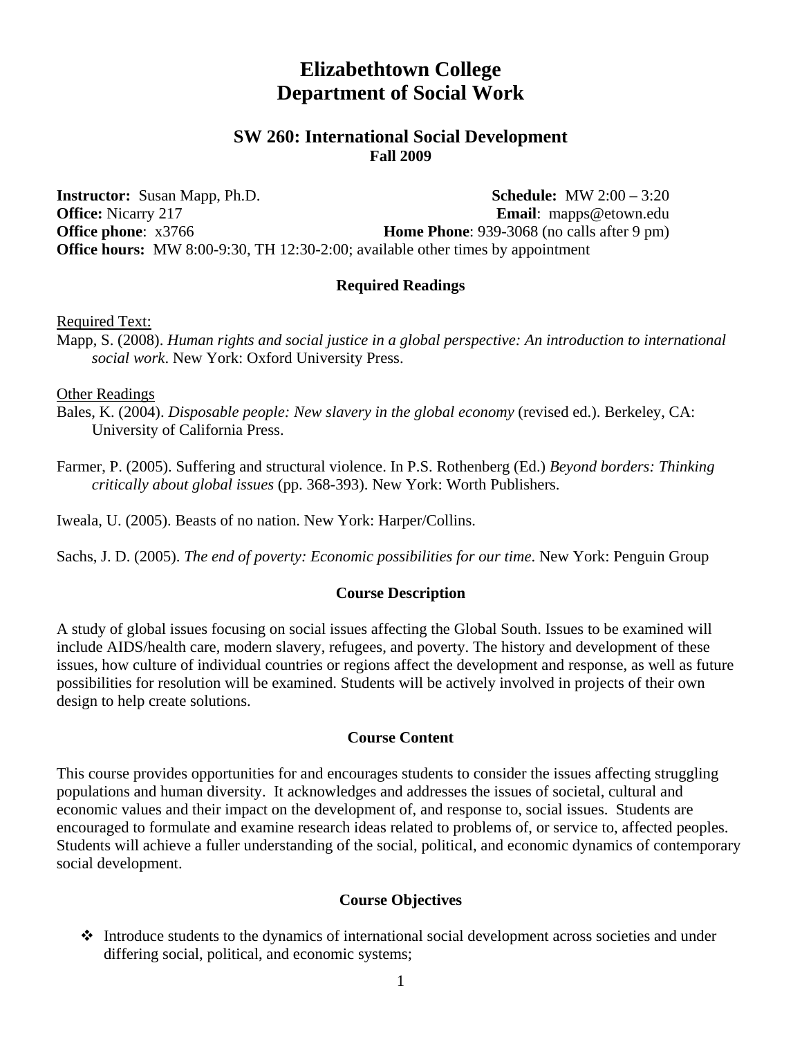# Elizabethtown College
# Department of Social Work

## SW 260: International Social Development
**Fall 2009**

**Instructor:** Susan Mapp, Ph.D. **Schedule:** MW 2:00 – 3:20
**Office:** Nicarry 217 **Email**: mapps@etown.edu
**Office phone**: x3766 **Home Phone**: 939-3068 (no calls after 9 pm)
**Office hours:** MW 8:00-9:30, TH 12:30-2:00; available other times by appointment

### Required Readings

Required Text:

Mapp, S. (2008). *Human rights and social justice in a global perspective: An introduction to international social work*. New York: Oxford University Press.

Other Readings

Bales, K. (2004). *Disposable people: New slavery in the global economy* (revised ed.). Berkeley, CA: University of California Press.

Farmer, P. (2005). Suffering and structural violence. In P.S. Rothenberg (Ed.) *Beyond borders: Thinking critically about global issues* (pp. 368-393). New York: Worth Publishers.

Iweala, U. (2005). Beasts of no nation. New York: Harper/Collins.

Sachs, J. D. (2005). *The end of poverty: Economic possibilities for our time*. New York: Penguin Group

### Course Description

A study of global issues focusing on social issues affecting the Global South. Issues to be examined will include AIDS/health care, modern slavery, refugees, and poverty. The history and development of these issues, how culture of individual countries or regions affect the development and response, as well as future possibilities for resolution will be examined. Students will be actively involved in projects of their own design to help create solutions.

### Course Content

This course provides opportunities for and encourages students to consider the issues affecting struggling populations and human diversity. It acknowledges and addresses the issues of societal, cultural and economic values and their impact on the development of, and response to, social issues. Students are encouraged to formulate and examine research ideas related to problems of, or service to, affected peoples. Students will achieve a fuller understanding of the social, political, and economic dynamics of contemporary social development.

### Course Objectives

- Introduce students to the dynamics of international social development across societies and under differing social, political, and economic systems;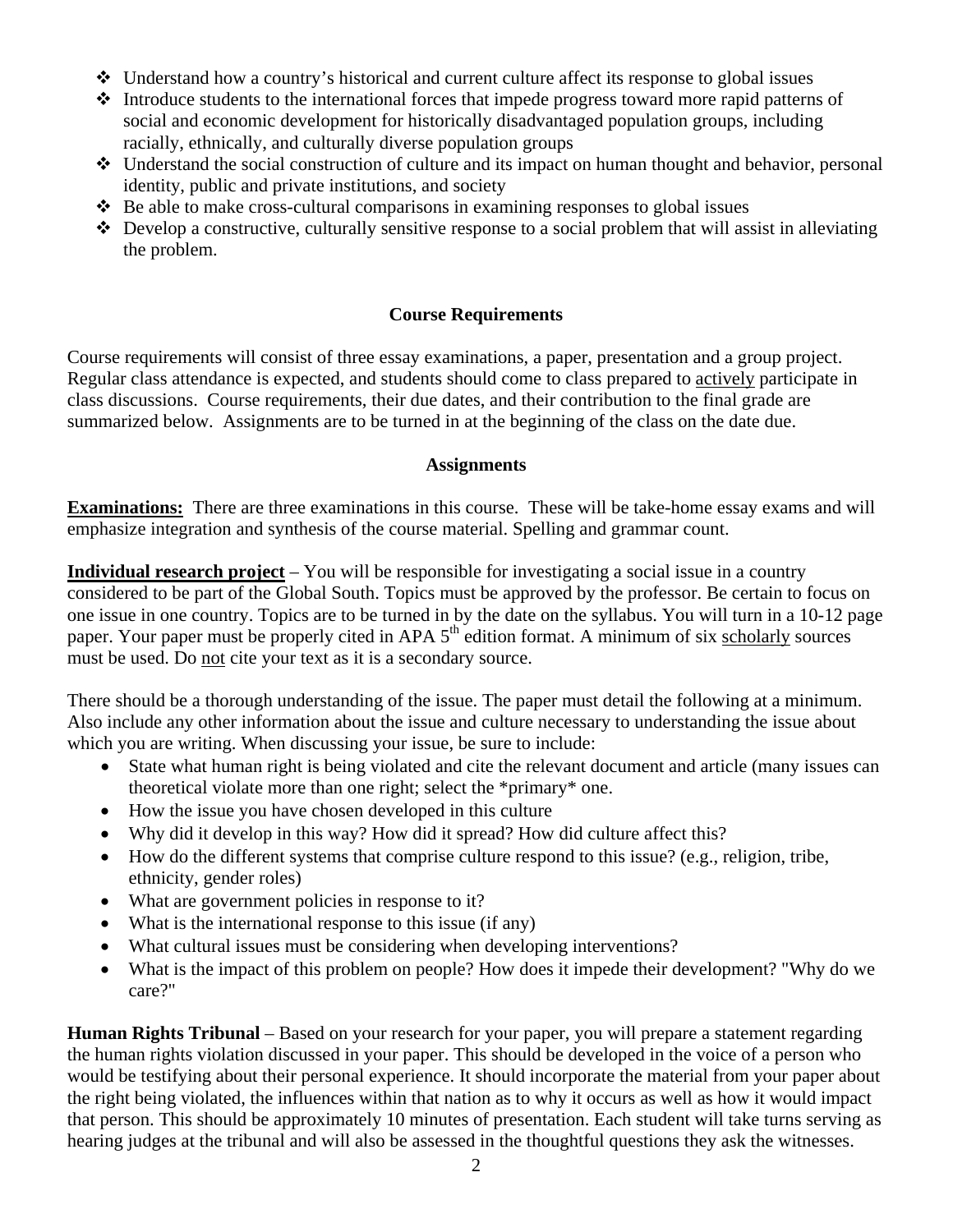- Understand how a country's historical and current culture affect its response to global issues
- Introduce students to the international forces that impede progress toward more rapid patterns of social and economic development for historically disadvantaged population groups, including racially, ethnically, and culturally diverse population groups
- Understand the social construction of culture and its impact on human thought and behavior, personal identity, public and private institutions, and society
- Be able to make cross-cultural comparisons in examining responses to global issues
- Develop a constructive, culturally sensitive response to a social problem that will assist in alleviating the problem.

## Course Requirements

Course requirements will consist of three essay examinations, a paper, presentation and a group project. Regular class attendance is expected, and students should come to class prepared to actively participate in class discussions. Course requirements, their due dates, and their contribution to the final grade are summarized below. Assignments are to be turned in at the beginning of the class on the date due.

## Assignments

**Examinations:** There are three examinations in this course. These will be take-home essay exams and will emphasize integration and synthesis of the course material. Spelling and grammar count.

**Individual research project** – You will be responsible for investigating a social issue in a country considered to be part of the Global South. Topics must be approved by the professor. Be certain to focus on one issue in one country. Topics are to be turned in by the date on the syllabus. You will turn in a 10-12 page paper. Your paper must be properly cited in APA 5th edition format. A minimum of six scholarly sources must be used. Do not cite your text as it is a secondary source.

There should be a thorough understanding of the issue. The paper must detail the following at a minimum. Also include any other information about the issue and culture necessary to understanding the issue about which you are writing. When discussing your issue, be sure to include:

- State what human right is being violated and cite the relevant document and article (many issues can theoretical violate more than one right; select the *primary* one.
- How the issue you have chosen developed in this culture
- Why did it develop in this way? How did it spread? How did culture affect this?
- How do the different systems that comprise culture respond to this issue? (e.g., religion, tribe, ethnicity, gender roles)
- What are government policies in response to it?
- What is the international response to this issue (if any)
- What cultural issues must be considering when developing interventions?
- What is the impact of this problem on people? How does it impede their development? "Why do we care?"

**Human Rights Tribunal** – Based on your research for your paper, you will prepare a statement regarding the human rights violation discussed in your paper. This should be developed in the voice of a person who would be testifying about their personal experience. It should incorporate the material from your paper about the right being violated, the influences within that nation as to why it occurs as well as how it would impact that person. This should be approximately 10 minutes of presentation. Each student will take turns serving as hearing judges at the tribunal and will also be assessed in the thoughtful questions they ask the witnesses.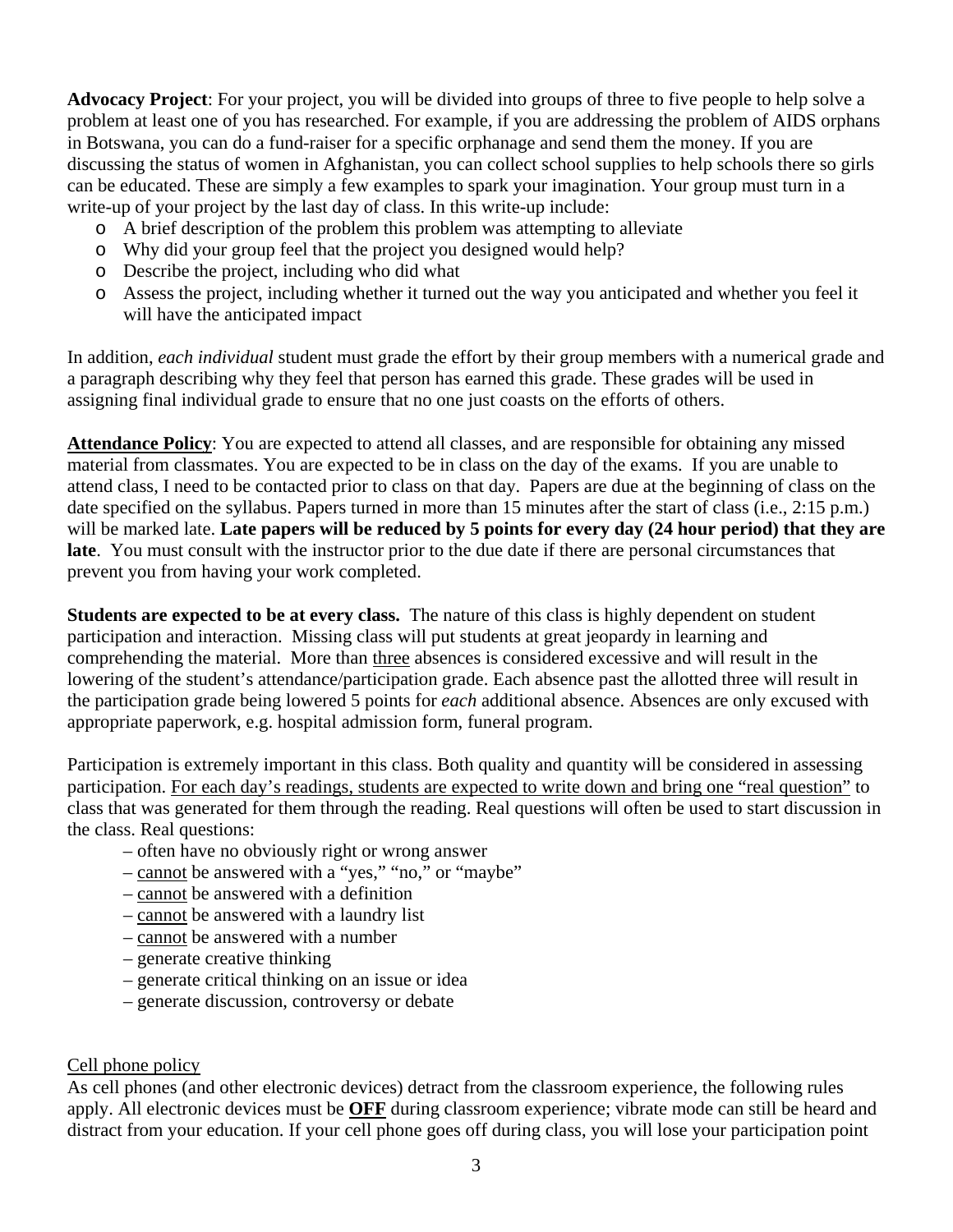**Advocacy Project**: For your project, you will be divided into groups of three to five people to help solve a problem at least one of you has researched. For example, if you are addressing the problem of AIDS orphans in Botswana, you can do a fund-raiser for a specific orphanage and send them the money. If you are discussing the status of women in Afghanistan, you can collect school supplies to help schools there so girls can be educated. These are simply a few examples to spark your imagination. Your group must turn in a write-up of your project by the last day of class. In this write-up include:

- A brief description of the problem this problem was attempting to alleviate
- Why did your group feel that the project you designed would help?
- Describe the project, including who did what
- Assess the project, including whether it turned out the way you anticipated and whether you feel it will have the anticipated impact

In addition, *each individual* student must grade the effort by their group members with a numerical grade and a paragraph describing why they feel that person has earned this grade. These grades will be used in assigning final individual grade to ensure that no one just coasts on the efforts of others.

<u>**Attendance Policy**</u>: You are expected to attend all classes, and are responsible for obtaining any missed material from classmates. You are expected to be in class on the day of the exams. If you are unable to attend class, I need to be contacted prior to class on that day. Papers are due at the beginning of class on the date specified on the syllabus. Papers turned in more than 15 minutes after the start of class (i.e., 2:15 p.m.) will be marked late. **Late papers will be reduced by 5 points for every day (24 hour period) that they are late**. You must consult with the instructor prior to the due date if there are personal circumstances that prevent you from having your work completed.

**Students are expected to be at every class.** The nature of this class is highly dependent on student participation and interaction. Missing class will put students at great jeopardy in learning and comprehending the material. More than <u>three</u> absences is considered excessive and will result in the lowering of the student's attendance/participation grade. Each absence past the allotted three will result in the participation grade being lowered 5 points for *each* additional absence. Absences are only excused with appropriate paperwork, e.g. hospital admission form, funeral program.

Participation is extremely important in this class. Both quality and quantity will be considered in assessing participation. <u>For each day's readings, students are expected to write down and bring one "real question"</u> to class that was generated for them through the reading. Real questions will often be used to start discussion in the class. Real questions:

– often have no obviously right or wrong answer
– <u>cannot</u> be answered with a "yes," "no," or "maybe"
– <u>cannot</u> be answered with a definition
– <u>cannot</u> be answered with a laundry list
– <u>cannot</u> be answered with a number
– generate creative thinking
– generate critical thinking on an issue or idea
– generate discussion, controversy or debate

<u>Cell phone policy</u>

As cell phones (and other electronic devices) detract from the classroom experience, the following rules apply. All electronic devices must be <u>**OFF**</u> during classroom experience; vibrate mode can still be heard and distract from your education. If your cell phone goes off during class, you will lose your participation point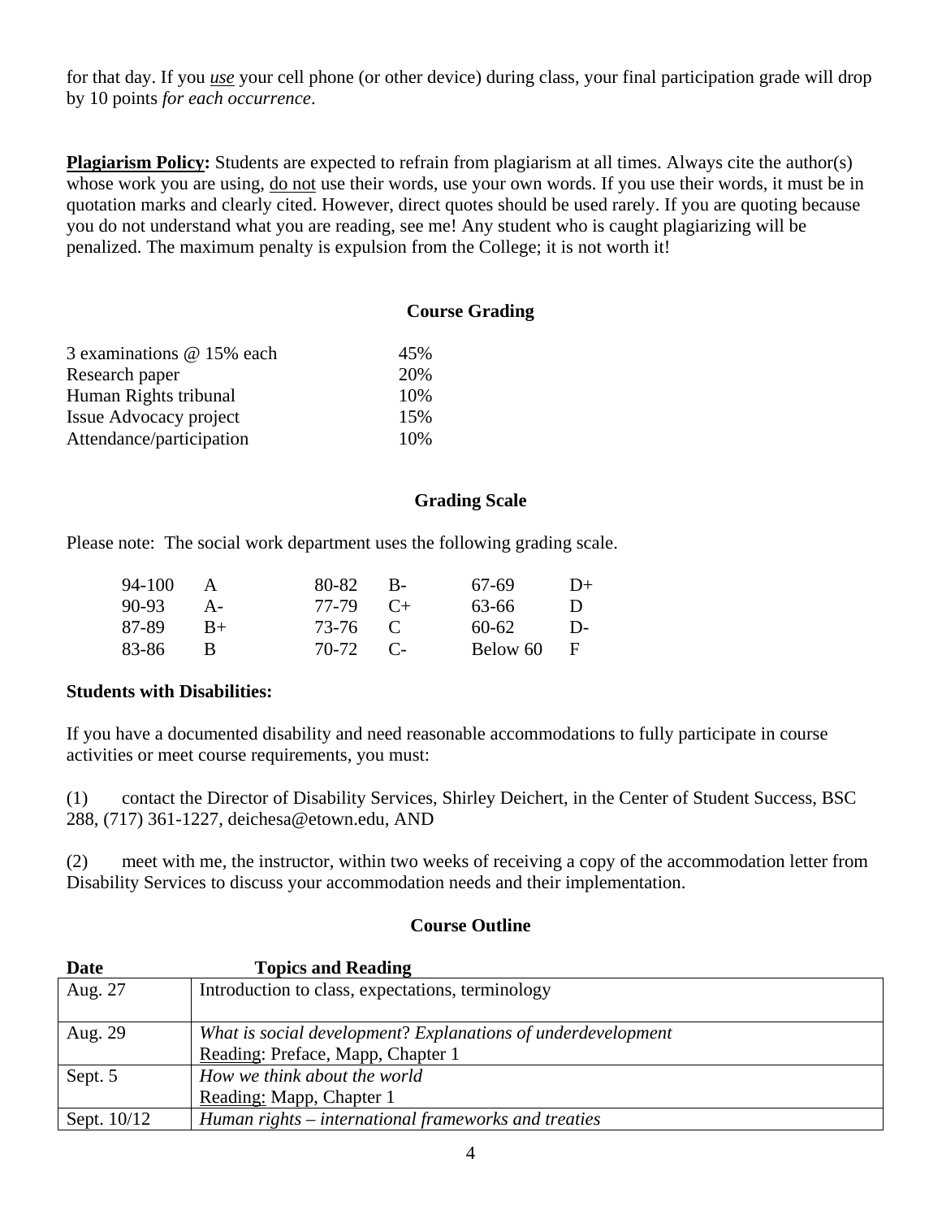for that day. If you *use* your cell phone (or other device) during class, your final participation grade will drop by 10 points *for each occurrence*.

**Plagiarism Policy:** Students are expected to refrain from plagiarism at all times. Always cite the author(s) whose work you are using, do not use their words, use your own words. If you use their words, it must be in quotation marks and clearly cited. However, direct quotes should be used rarely. If you are quoting because you do not understand what you are reading, see me! Any student who is caught plagiarizing will be penalized. The maximum penalty is expulsion from the College; it is not worth it!

## Course Grading

| | |
|---|---|
| 3 examinations @ 15% each | 45% |
| Research paper | 20% |
| Human Rights tribunal | 10% |
| Issue Advocacy project | 15% |
| Attendance/participation | 10% |

## Grading Scale

Please note: The social work department uses the following grading scale.

| | | | | | |
|---|---|---|---|---|---|
| 94-100 | A | 80-82 | B- | 67-69 | D+ |
| 90-93 | A- | 77-79 | C+ | 63-66 | D |
| 87-89 | B+ | 73-76 | C | 60-62 | D- |
| 83-86 | B | 70-72 | C- | Below 60 | F |

**Students with Disabilities:**

If you have a documented disability and need reasonable accommodations to fully participate in course activities or meet course requirements, you must:

(1) contact the Director of Disability Services, Shirley Deichert, in the Center of Student Success, BSC 288, (717) 361-1227, deichesa@etown.edu, AND

(2) meet with me, the instructor, within two weeks of receiving a copy of the accommodation letter from Disability Services to discuss your accommodation needs and their implementation.

## Course Outline

| Date | Topics and Reading |
|---|---|
| Aug. 27 | Introduction to class, expectations, terminology |
| Aug. 29 | *What is social development? Explanations of underdevelopment*<br>Reading: Preface, Mapp, Chapter 1 |
| Sept. 5 | *How we think about the world*<br>Reading: Mapp, Chapter 1 |
| Sept. 10/12 | *Human rights – international frameworks and treaties* |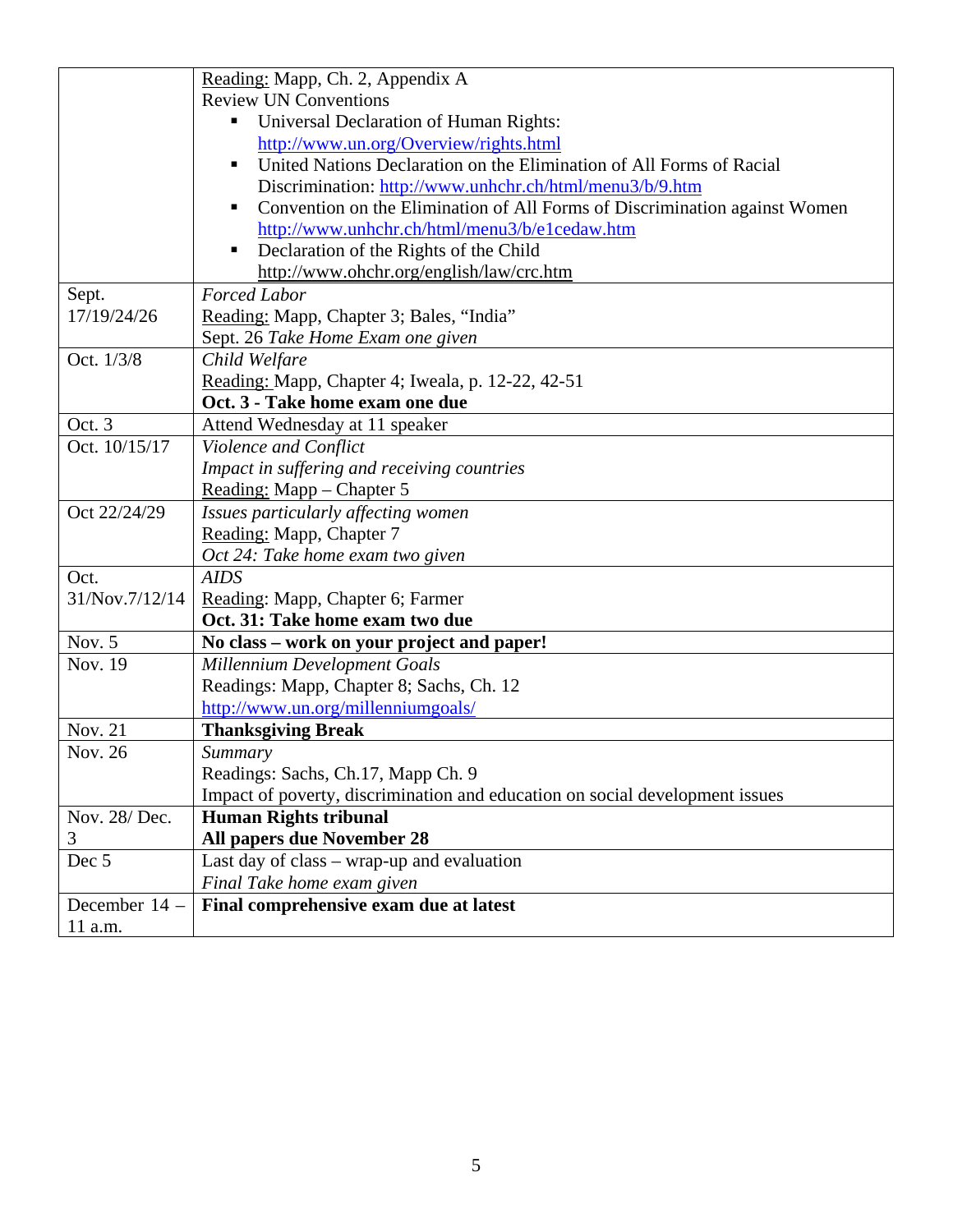| | |
|---|---|
| | <u>Reading:</u> Mapp, Ch. 2, Appendix A<br>Review UN Conventions<br>▪ Universal Declaration of Human Rights: http://www.un.org/Overview/rights.html<br>▪ United Nations Declaration on the Elimination of All Forms of Racial Discrimination: http://www.unhchr.ch/html/menu3/b/9.htm<br>▪ Convention on the Elimination of All Forms of Discrimination against Women http://www.unhchr.ch/html/menu3/b/e1cedaw.htm<br>▪ Declaration of the Rights of the Child http://www.ohchr.org/english/law/crc.htm |
| Sept. 17/19/24/26 | *Forced Labor*<br><u>Reading:</u> Mapp, Chapter 3; Bales, "India"<br>Sept. 26 *Take Home Exam one given* |
| Oct. 1/3/8 | *Child Welfare*<br><u>Reading:</u> Mapp, Chapter 4; Iweala, p. 12-22, 42-51<br>**Oct. 3 - Take home exam one due** |
| Oct. 3 | Attend Wednesday at 11 speaker |
| Oct. 10/15/17 | *Violence and Conflict*<br>*Impact in suffering and receiving countries*<br><u>Reading:</u> Mapp – Chapter 5 |
| Oct 22/24/29 | *Issues particularly affecting women*<br><u>Reading:</u> Mapp, Chapter 7<br>*Oct 24: Take home exam two given* |
| Oct. 31/Nov.7/12/14 | *AIDS*<br><u>Reading</u>: Mapp, Chapter 6; Farmer<br>**Oct. 31: Take home exam two due** |
| Nov. 5 | **No class – work on your project and paper!** |
| Nov. 19 | *Millennium Development Goals*<br>Readings: Mapp, Chapter 8; Sachs, Ch. 12<br>http://www.un.org/millenniumgoals/ |
| Nov. 21 | **Thanksgiving Break** |
| Nov. 26 | *Summary*<br>Readings: Sachs, Ch.17, Mapp Ch. 9<br>Impact of poverty, discrimination and education on social development issues |
| Nov. 28/ Dec. 3 | **Human Rights tribunal**<br>**All papers due November 28** |
| Dec 5 | Last day of class – wrap-up and evaluation<br>*Final Take home exam given* |
| December 14 – 11 a.m. | **Final comprehensive exam due at latest** |